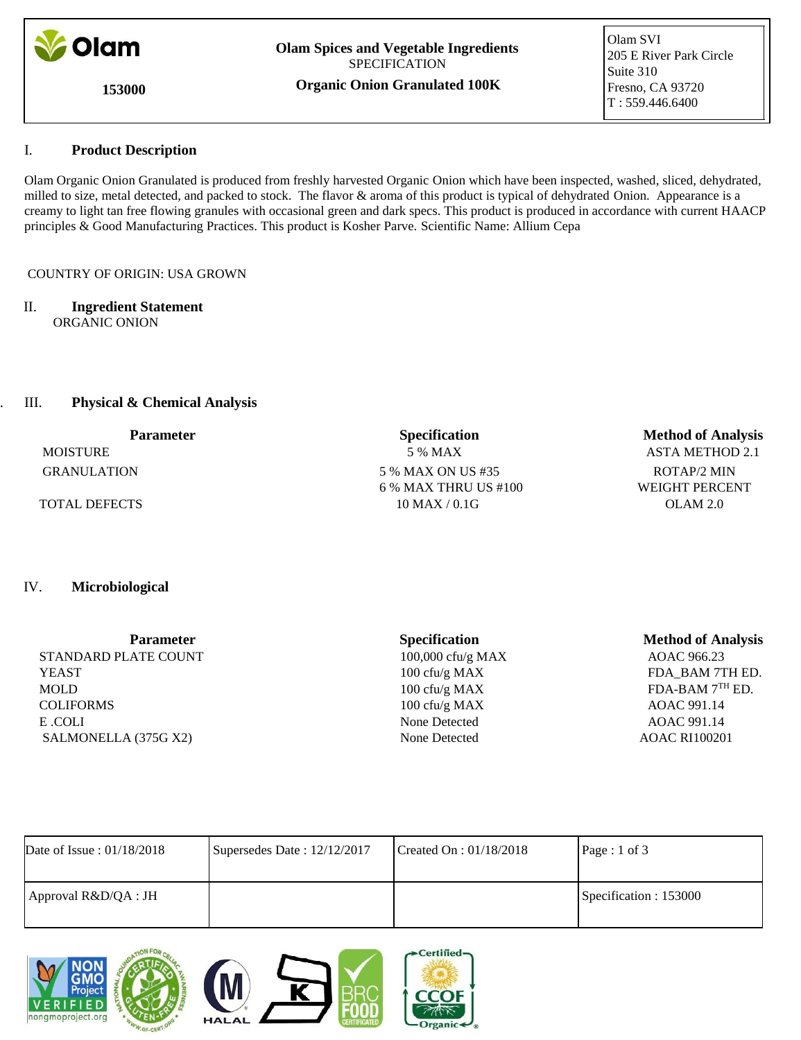**Olam**

**153000**

**Olam Spices and Vegetable Ingredients**
SPECIFICATION
**Organic Onion Granulated 100K**

Olam SVI
205 E River Park Circle
Suite 310
Fresno, CA 93720
T : 559.446.6400

## I. Product Description

Olam Organic Onion Granulated is produced from freshly harvested Organic Onion which have been inspected, washed, sliced, dehydrated, milled to size, metal detected, and packed to stock. The flavor & aroma of this product is typical of dehydrated Onion. Appearance is a creamy to light tan free flowing granules with occasional green and dark specs. This product is produced in accordance with current HACCP principles & Good Manufacturing Practices. This product is Kosher Parve. Scientific Name: Allium Cepa

COUNTRY OF ORIGIN: USA GROWN

## II. Ingredient Statement

ORGANIC ONION

## III. Physical & Chemical Analysis

| Parameter | Specification | Method of Analysis |
|---|---|---|
| MOISTURE | 5 % MAX | ASTA METHOD 2.1 |
| GRANULATION | 5 % MAX ON US #35<br>6 % MAX THRU US #100 | ROTAP/2 MIN<br>WEIGHT PERCENT |
| TOTAL DEFECTS | 10 MAX / 0.1G | OLAM 2.0 |

## IV. Microbiological

| Parameter | Specification | Method of Analysis |
|---|---|---|
| STANDARD PLATE COUNT | 100,000 cfu/g MAX | AOAC 966.23 |
| YEAST | 100 cfu/g MAX | FDA_BAM 7TH ED. |
| MOLD | 100 cfu/g MAX | FDA-BAM 7TH ED. |
| COLIFORMS | 100 cfu/g MAX | AOAC 991.14 |
| E .COLI | None Detected | AOAC 991.14 |
| SALMONELLA (375G X2) | None Detected | AOAC RI100201 |

| Date of Issue : 01/18/2018 | Supersedes Date : 12/12/2017 | Created On : 01/18/2018 | Page : 1 of 3 |
|---|---|---|---|
| Approval R&D/QA : JH | | | Specification : 153000 |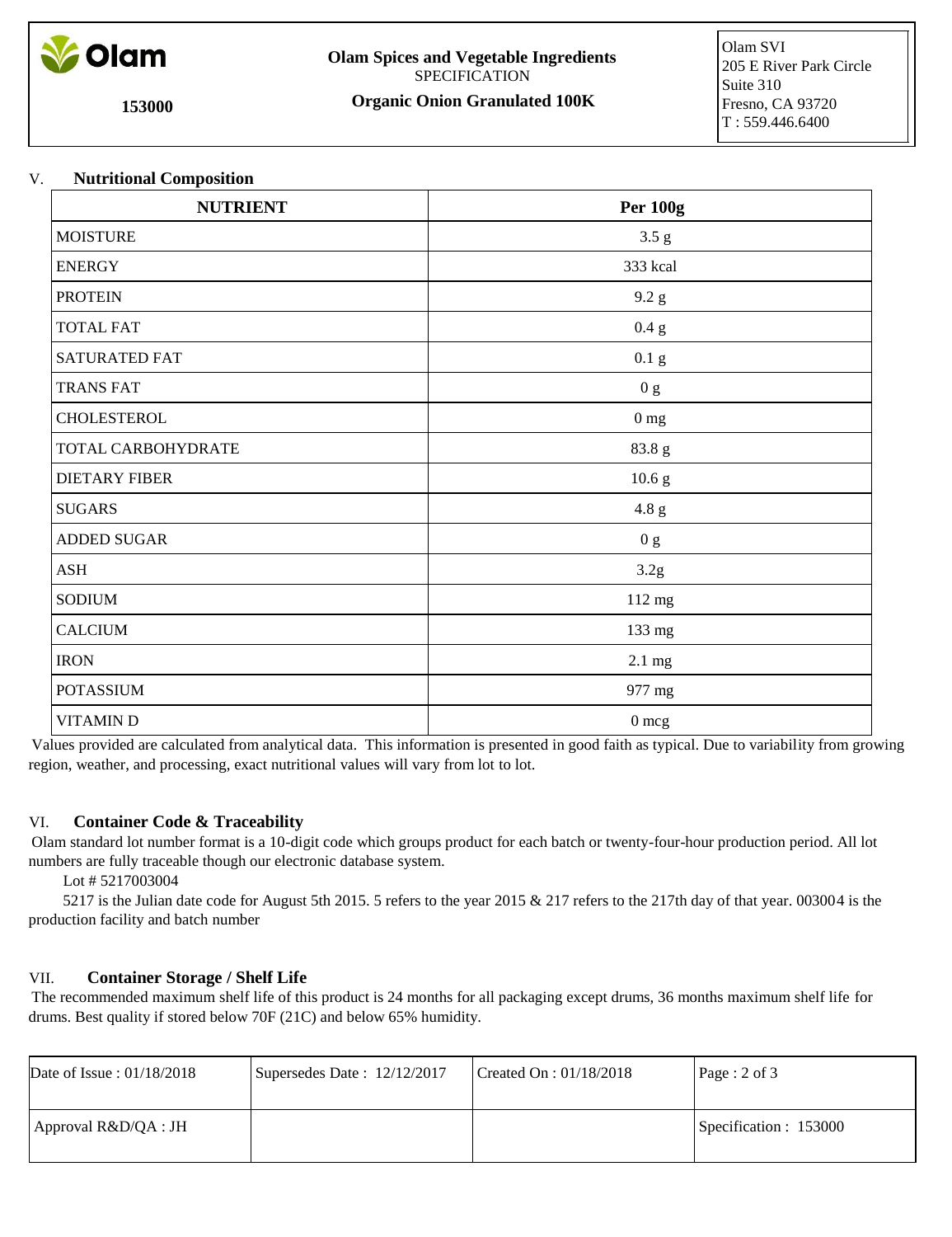## V. Nutritional Composition

| NUTRIENT | Per 100g |
|---|---|
| MOISTURE | 3.5 g |
| ENERGY | 333 kcal |
| PROTEIN | 9.2 g |
| TOTAL FAT | 0.4 g |
| SATURATED FAT | 0.1 g |
| TRANS FAT | 0 g |
| CHOLESTEROL | 0 mg |
| TOTAL CARBOHYDRATE | 83.8 g |
| DIETARY FIBER | 10.6 g |
| SUGARS | 4.8 g |
| ADDED SUGAR | 0 g |
| ASH | 3.2g |
| SODIUM | 112 mg |
| CALCIUM | 133 mg |
| IRON | 2.1 mg |
| POTASSIUM | 977 mg |
| VITAMIN D | 0 mcg |

Values provided are calculated from analytical data. This information is presented in good faith as typical. Due to variability from growing region, weather, and processing, exact nutritional values will vary from lot to lot.

## VI. Container Code & Traceability

Olam standard lot number format is a 10-digit code which groups product for each batch or twenty-four-hour production period. All lot numbers are fully traceable though our electronic database system.

Lot # 5217003004

5217 is the Julian date code for August 5th 2015. 5 refers to the year 2015 & 217 refers to the 217th day of that year. 003004 is the production facility and batch number

## VII. Container Storage / Shelf Life

The recommended maximum shelf life of this product is 24 months for all packaging except drums, 36 months maximum shelf life for drums. Best quality if stored below 70F (21C) and below 65% humidity.

| Date of Issue : 01/18/2018 | Supersedes Date : 12/12/2017 | Created On : 01/18/2018 | Page : 2 of 3 |
|---|---|---|---|
| Approval R&D/QA : JH | | | Specification : 153000 |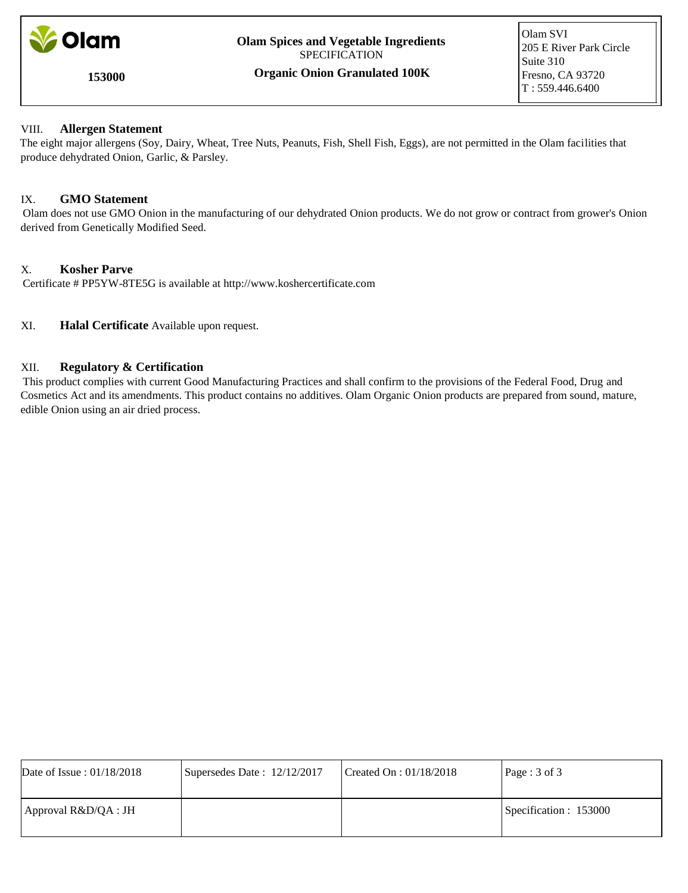**153000** | **Olam Spices and Vegetable Ingredients** | SPECIFICATION | **Organic Onion Granulated 100K**

Olam SVI
205 E River Park Circle
Suite 310
Fresno, CA 93720
T : 559.446.6400

## VIII. Allergen Statement

The eight major allergens (Soy, Dairy, Wheat, Tree Nuts, Peanuts, Fish, Shell Fish, Eggs), are not permitted in the Olam facilities that produce dehydrated Onion, Garlic, & Parsley.

## IX. GMO Statement

Olam does not use GMO Onion in the manufacturing of our dehydrated Onion products. We do not grow or contract from grower's Onion derived from Genetically Modified Seed.

## X. Kosher Parve

Certificate # PP5YW-8TE5G is available at http://www.koshercertificate.com

## XI. Halal Certificate

Available upon request.

## XII. Regulatory & Certification

This product complies with current Good Manufacturing Practices and shall confirm to the provisions of the Federal Food, Drug and Cosmetics Act and its amendments. This product contains no additives. Olam Organic Onion products are prepared from sound, mature, edible Onion using an air dried process.

| | | | |
|---|---|---|---|
| Date of Issue : 01/18/2018 | Supersedes Date : 12/12/2017 | Created On : 01/18/2018 | Page : 3 of 3 |
| Approval R&D/QA : JH | | | Specification : 153000 |